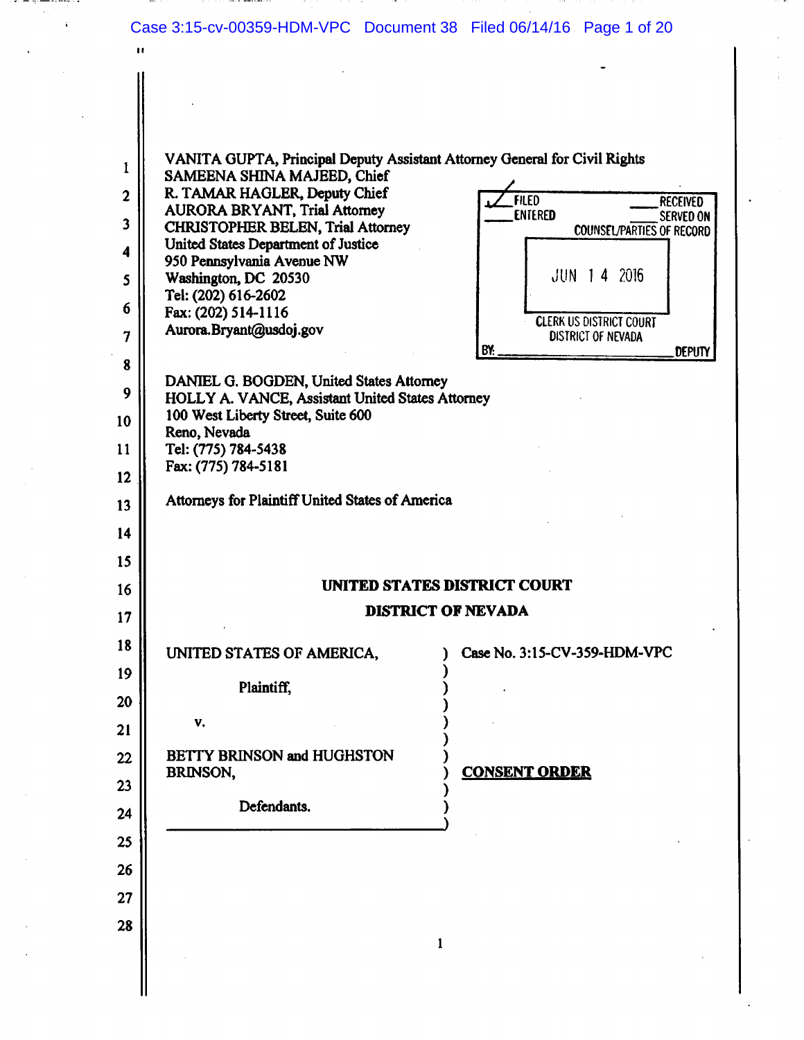VANITA GUPTA, Principal Deputy Assistant Attorney General for Civil Rights
SAMEENA SHINA MAJEED, Chief
R. TAMAR HAGLER, Deputy Chief
AURORA BRYANT, Trial Attorney
CHRISTOPHER BELEN, Trial Attorney
United States Department of Justice
950 Pennsylvania Avenue NW
Washington, DC 20530
Tel: (202) 616-2602
Fax: (202) 514-1116
Aurora.Bryant@usdoj.gov

FILED ✓ | ENTERED | RECEIVED | SERVED ON | COUNSEL/PARTIES OF RECORD
JUN 14 2016
CLERK US DISTRICT COURT
DISTRICT OF NEVADA
BY: ____________ DEPUTY

DANIEL G. BOGDEN, United States Attorney
HOLLY A. VANCE, Assistant United States Attorney
100 West Liberty Street, Suite 600
Reno, Nevada
Tel: (775) 784-5438
Fax: (775) 784-5181

Attorneys for Plaintiff United States of America

**UNITED STATES DISTRICT COURT**

**DISTRICT OF NEVADA**

UNITED STATES OF AMERICA,

Plaintiff,

v.

BETTY BRINSON and HUGHSTON BRINSON,

Defendants.

Case No. 3:15-CV-359-HDM-VPC

**CONSENT ORDER**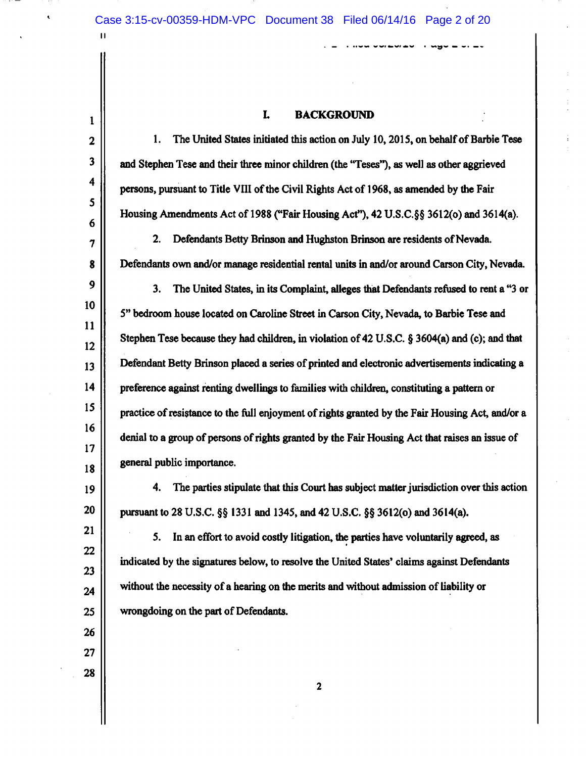## I. BACKGROUND

1. The United States initiated this action on July 10, 2015, on behalf of Barbie Tese and Stephen Tese and their three minor children (the "Teses"), as well as other aggrieved persons, pursuant to Title VIII of the Civil Rights Act of 1968, as amended by the Fair Housing Amendments Act of 1988 ("Fair Housing Act"), 42 U.S.C.§§ 3612(o) and 3614(a).

2. Defendants Betty Brinson and Hughston Brinson are residents of Nevada. Defendants own and/or manage residential rental units in and/or around Carson City, Nevada.

3. The United States, in its Complaint, alleges that Defendants refused to rent a "3 or 5" bedroom house located on Caroline Street in Carson City, Nevada, to Barbie Tese and Stephen Tese because they had children, in violation of 42 U.S.C. § 3604(a) and (c); and that Defendant Betty Brinson placed a series of printed and electronic advertisements indicating a preference against renting dwellings to families with children, constituting a pattern or practice of resistance to the full enjoyment of rights granted by the Fair Housing Act, and/or a denial to a group of persons of rights granted by the Fair Housing Act that raises an issue of general public importance.

4. The parties stipulate that this Court has subject matter jurisdiction over this action pursuant to 28 U.S.C. §§ 1331 and 1345, and 42 U.S.C. §§ 3612(o) and 3614(a).

5. In an effort to avoid costly litigation, the parties have voluntarily agreed, as indicated by the signatures below, to resolve the United States' claims against Defendants without the necessity of a hearing on the merits and without admission of liability or wrongdoing on the part of Defendants.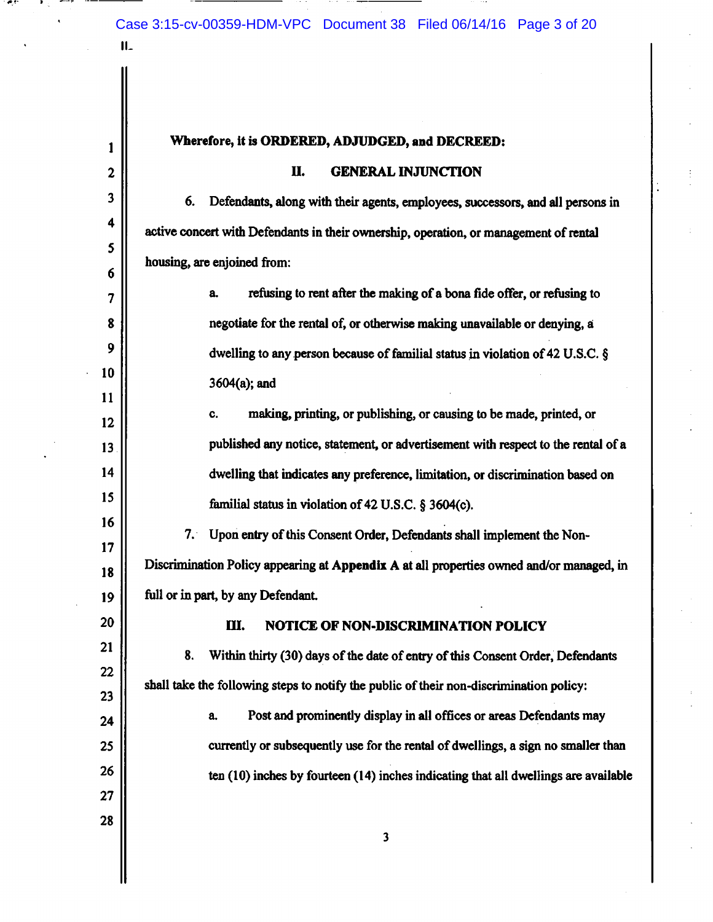**Wherefore, it is ORDERED, ADJUDGED, and DECREED:**

## II. GENERAL INJUNCTION

6. Defendants, along with their agents, employees, successors, and all persons in active concert with Defendants in their ownership, operation, or management of rental housing, are enjoined from:

   a. refusing to rent after the making of a bona fide offer, or refusing to negotiate for the rental of, or otherwise making unavailable or denying, a dwelling to any person because of familial status in violation of 42 U.S.C. § 3604(a); and

   c. making, printing, or publishing, or causing to be made, printed, or published any notice, statement, or advertisement with respect to the rental of a dwelling that indicates any preference, limitation, or discrimination based on familial status in violation of 42 U.S.C. § 3604(c).

7. Upon entry of this Consent Order, Defendants shall implement the Non-Discrimination Policy appearing at **Appendix A** at all properties owned and/or managed, in full or in part, by any Defendant.

## III. NOTICE OF NON-DISCRIMINATION POLICY

8. Within thirty (30) days of the date of entry of this Consent Order, Defendants shall take the following steps to notify the public of their non-discrimination policy:

   a. Post and prominently display in all offices or areas Defendants may currently or subsequently use for the rental of dwellings, a sign no smaller than ten (10) inches by fourteen (14) inches indicating that all dwellings are available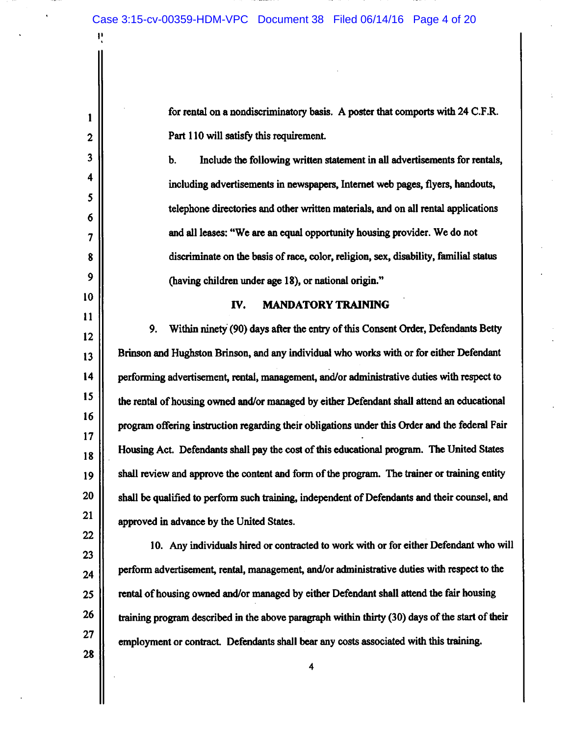for rental on a nondiscriminatory basis. A poster that comports with 24 C.F.R. Part 110 will satisfy this requirement.

b. Include the following written statement in all advertisements for rentals, including advertisements in newspapers, Internet web pages, flyers, handouts, telephone directories and other written materials, and on all rental applications and all leases: "We are an equal opportunity housing provider. We do not discriminate on the basis of race, color, religion, sex, disability, familial status (having children under age 18), or national origin."

## IV. MANDATORY TRAINING

9. Within ninety (90) days after the entry of this Consent Order, Defendants Betty Brinson and Hughston Brinson, and any individual who works with or for either Defendant performing advertisement, rental, management, and/or administrative duties with respect to the rental of housing owned and/or managed by either Defendant shall attend an educational program offering instruction regarding their obligations under this Order and the federal Fair Housing Act. Defendants shall pay the cost of this educational program. The United States shall review and approve the content and form of the program. The trainer or training entity shall be qualified to perform such training, independent of Defendants and their counsel, and approved in advance by the United States.

10. Any individuals hired or contracted to work with or for either Defendant who will perform advertisement, rental, management, and/or administrative duties with respect to the rental of housing owned and/or managed by either Defendant shall attend the fair housing training program described in the above paragraph within thirty (30) days of the start of their employment or contract. Defendants shall bear any costs associated with this training.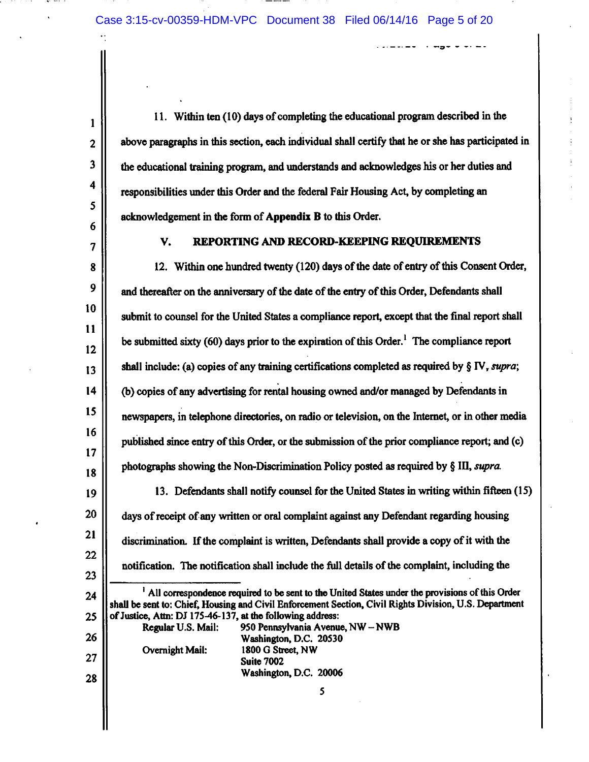11. Within ten (10) days of completing the educational program described in the above paragraphs in this section, each individual shall certify that he or she has participated in the educational training program, and understands and acknowledges his or her duties and responsibilities under this Order and the federal Fair Housing Act, by completing an acknowledgement in the form of **Appendix B** to this Order.

## V. REPORTING AND RECORD-KEEPING REQUIREMENTS

12. Within one hundred twenty (120) days of the date of entry of this Consent Order, and thereafter on the anniversary of the date of the entry of this Order, Defendants shall submit to counsel for the United States a compliance report, except that the final report shall be submitted sixty (60) days prior to the expiration of this Order.[1] The compliance report shall include: (a) copies of any training certifications completed as required by § IV, *supra*; (b) copies of any advertising for rental housing owned and/or managed by Defendants in newspapers, in telephone directories, on radio or television, on the Internet, or in other media published since entry of this Order, or the submission of the prior compliance report; and (c) photographs showing the Non-Discrimination Policy posted as required by § III, *supra.*

13. Defendants shall notify counsel for the United States in writing within fifteen (15) days of receipt of any written or oral complaint against any Defendant regarding housing discrimination. If the complaint is written, Defendants shall provide a copy of it with the notification. The notification shall include the full details of the complaint, including the

---

[1] All correspondence required to be sent to the United States under the provisions of this Order shall be sent to: Chief, Housing and Civil Enforcement Section, Civil Rights Division, U.S. Department of Justice, Attn: DJ 175-46-137, at the following address:

| | |
|---|---|
| Regular U.S. Mail: | 950 Pennsylvania Avenue, NW – NWB<br>Washington, D.C. 20530 |
| Overnight Mail: | 1800 G Street, NW<br>Suite 7002<br>Washington, D.C. 20006 |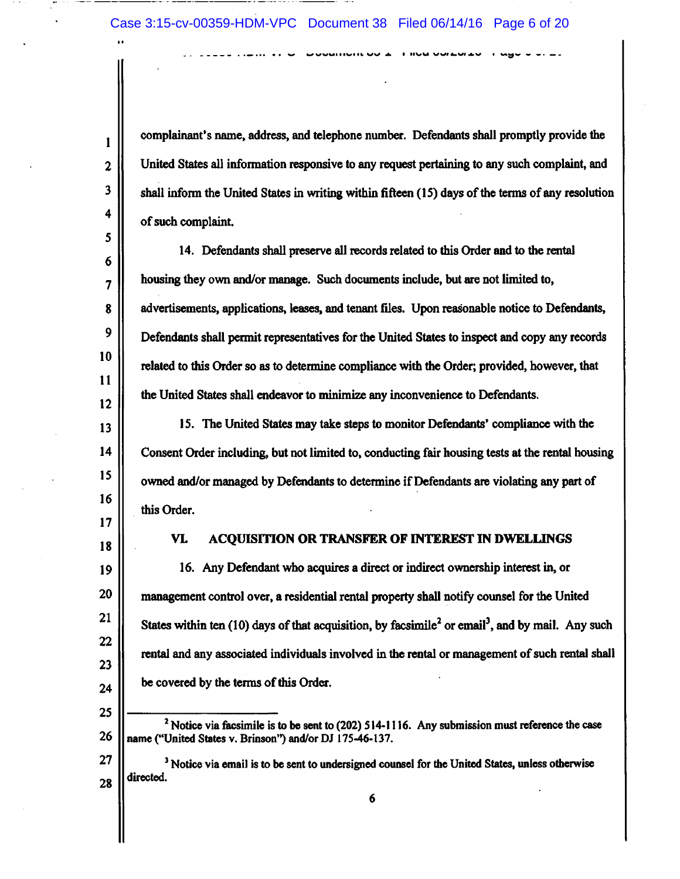complainant's name, address, and telephone number. Defendants shall promptly provide the United States all information responsive to any request pertaining to any such complaint, and shall inform the United States in writing within fifteen (15) days of the terms of any resolution of such complaint.

14. Defendants shall preserve all records related to this Order and to the rental housing they own and/or manage. Such documents include, but are not limited to, advertisements, applications, leases, and tenant files. Upon reasonable notice to Defendants, Defendants shall permit representatives for the United States to inspect and copy any records related to this Order so as to determine compliance with the Order; provided, however, that the United States shall endeavor to minimize any inconvenience to Defendants.

15. The United States may take steps to monitor Defendants' compliance with the Consent Order including, but not limited to, conducting fair housing tests at the rental housing owned and/or managed by Defendants to determine if Defendants are violating any part of this Order.

## VI. ACQUISITION OR TRANSFER OF INTEREST IN DWELLINGS

16. Any Defendant who acquires a direct or indirect ownership interest in, or management control over, a residential rental property shall notify counsel for the United States within ten (10) days of that acquisition, by facsimile[2] or email[3], and by mail. Any such rental and any associated individuals involved in the rental or management of such rental shall be covered by the terms of this Order.

---

[2] Notice via facsimile is to be sent to (202) 514-1116. Any submission must reference the case name ("United States v. Brinson") and/or DJ 175-46-137.

[3] Notice via email is to be sent to undersigned counsel for the United States, unless otherwise directed.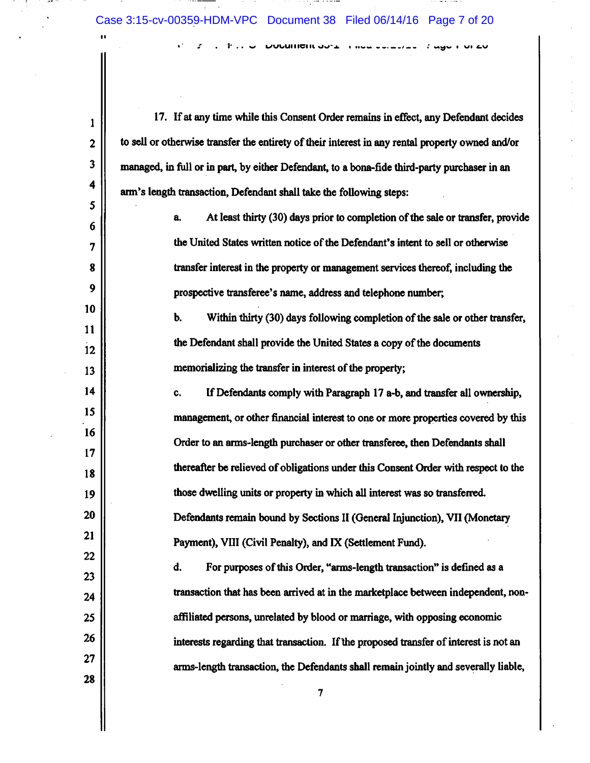17. If at any time while this Consent Order remains in effect, any Defendant decides to sell or otherwise transfer the entirety of their interest in any rental property owned and/or managed, in full or in part, by either Defendant, to a bona-fide third-party purchaser in an arm's length transaction, Defendant shall take the following steps:

a. At least thirty (30) days prior to completion of the sale or transfer, provide the United States written notice of the Defendant's intent to sell or otherwise transfer interest in the property or management services thereof, including the prospective transferee's name, address and telephone number;

b. Within thirty (30) days following completion of the sale or other transfer, the Defendant shall provide the United States a copy of the documents memorializing the transfer in interest of the property;

c. If Defendants comply with Paragraph 17 a-b, and transfer all ownership, management, or other financial interest to one or more properties covered by this Order to an arms-length purchaser or other transferee, then Defendants shall thereafter be relieved of obligations under this Consent Order with respect to the those dwelling units or property in which all interest was so transferred. Defendants remain bound by Sections II (General Injunction), VII (Monetary Payment), VIII (Civil Penalty), and IX (Settlement Fund).

d. For purposes of this Order, "arms-length transaction" is defined as a transaction that has been arrived at in the marketplace between independent, non-affiliated persons, unrelated by blood or marriage, with opposing economic interests regarding that transaction. If the proposed transfer of interest is not an arms-length transaction, the Defendants shall remain jointly and severally liable,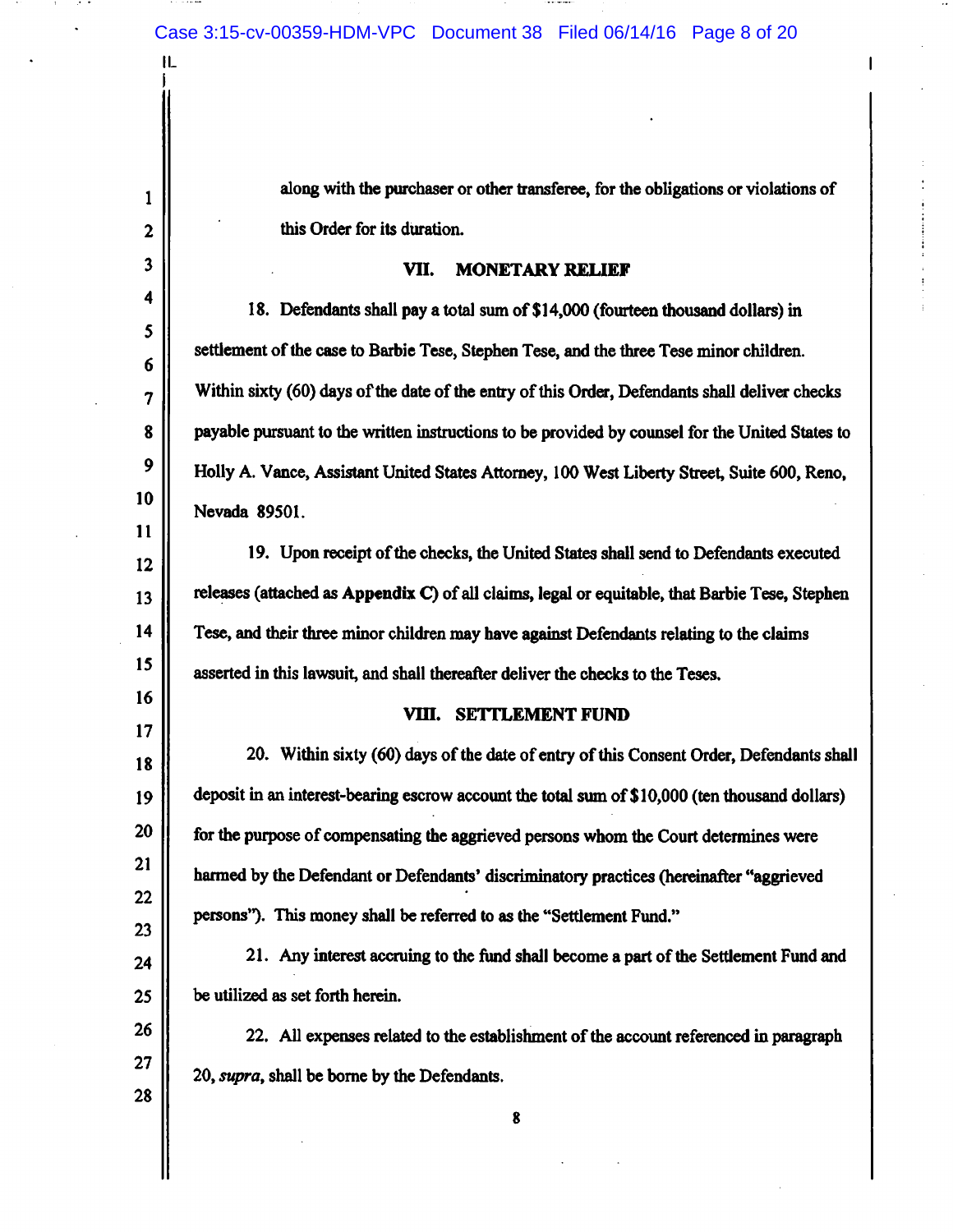along with the purchaser or other transferee, for the obligations or violations of this Order for its duration.

## VII. MONETARY RELIEF

18. Defendants shall pay a total sum of $14,000 (fourteen thousand dollars) in settlement of the case to Barbie Tese, Stephen Tese, and the three Tese minor children. Within sixty (60) days of the date of the entry of this Order, Defendants shall deliver checks payable pursuant to the written instructions to be provided by counsel for the United States to Holly A. Vance, Assistant United States Attorney, 100 West Liberty Street, Suite 600, Reno, Nevada 89501.

19. Upon receipt of the checks, the United States shall send to Defendants executed releases (attached as **Appendix C**) of all claims, legal or equitable, that Barbie Tese, Stephen Tese, and their three minor children may have against Defendants relating to the claims asserted in this lawsuit, and shall thereafter deliver the checks to the Teses.

## VIII. SETTLEMENT FUND

20. Within sixty (60) days of the date of entry of this Consent Order, Defendants shall deposit in an interest-bearing escrow account the total sum of $10,000 (ten thousand dollars) for the purpose of compensating the aggrieved persons whom the Court determines were harmed by the Defendant or Defendants' discriminatory practices (hereinafter "aggrieved persons"). This money shall be referred to as the "Settlement Fund."

21. Any interest accruing to the fund shall become a part of the Settlement Fund and be utilized as set forth herein.

22. All expenses related to the establishment of the account referenced in paragraph 20, *supra*, shall be borne by the Defendants.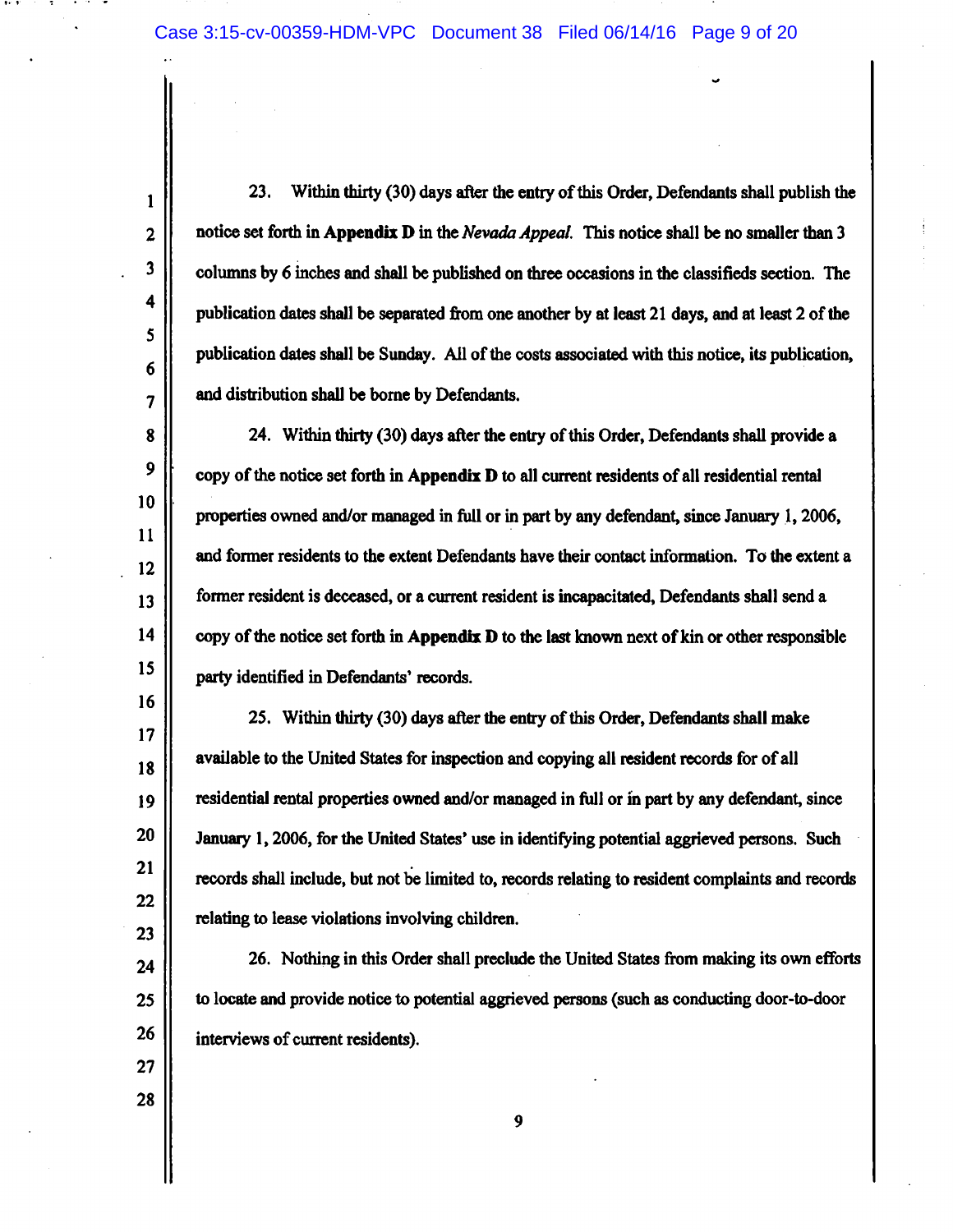23. Within thirty (30) days after the entry of this Order, Defendants shall publish the notice set forth in **Appendix D** in the *Nevada Appeal*. This notice shall be no smaller than 3 columns by 6 inches and shall be published on three occasions in the classifieds section. The publication dates shall be separated from one another by at least 21 days, and at least 2 of the publication dates shall be Sunday. All of the costs associated with this notice, its publication, and distribution shall be borne by Defendants.

24. Within thirty (30) days after the entry of this Order, Defendants shall provide a copy of the notice set forth in **Appendix D** to all current residents of all residential rental properties owned and/or managed in full or in part by any defendant, since January 1, 2006, and former residents to the extent Defendants have their contact information. To the extent a former resident is deceased, or a current resident is incapacitated, Defendants shall send a copy of the notice set forth in **Appendix D** to the last known next of kin or other responsible party identified in Defendants' records.

25. Within thirty (30) days after the entry of this Order, Defendants shall make available to the United States for inspection and copying all resident records for of all residential rental properties owned and/or managed in full or in part by any defendant, since January 1, 2006, for the United States' use in identifying potential aggrieved persons. Such records shall include, but not be limited to, records relating to resident complaints and records relating to lease violations involving children.

26. Nothing in this Order shall preclude the United States from making its own efforts to locate and provide notice to potential aggrieved persons (such as conducting door-to-door interviews of current residents).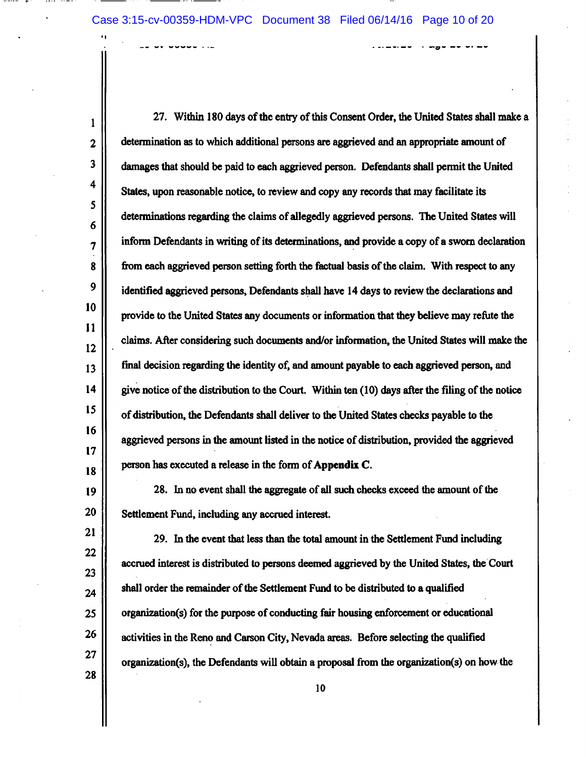27. Within 180 days of the entry of this Consent Order, the United States shall make a determination as to which additional persons are aggrieved and an appropriate amount of damages that should be paid to each aggrieved person. Defendants shall permit the United States, upon reasonable notice, to review and copy any records that may facilitate its determinations regarding the claims of allegedly aggrieved persons. The United States will inform Defendants in writing of its determinations, and provide a copy of a sworn declaration from each aggrieved person setting forth the factual basis of the claim. With respect to any identified aggrieved persons, Defendants shall have 14 days to review the declarations and provide to the United States any documents or information that they believe may refute the claims. After considering such documents and/or information, the United States will make the final decision regarding the identity of, and amount payable to each aggrieved person, and give notice of the distribution to the Court. Within ten (10) days after the filing of the notice of distribution, the Defendants shall deliver to the United States checks payable to the aggrieved persons in the amount listed in the notice of distribution, provided the aggrieved person has executed a release in the form of **Appendix C**.

28. In no event shall the aggregate of all such checks exceed the amount of the Settlement Fund, including any accrued interest.

29. In the event that less than the total amount in the Settlement Fund including accrued interest is distributed to persons deemed aggrieved by the United States, the Court shall order the remainder of the Settlement Fund to be distributed to a qualified organization(s) for the purpose of conducting fair housing enforcement or educational activities in the Reno and Carson City, Nevada areas. Before selecting the qualified organization(s), the Defendants will obtain a proposal from the organization(s) on how the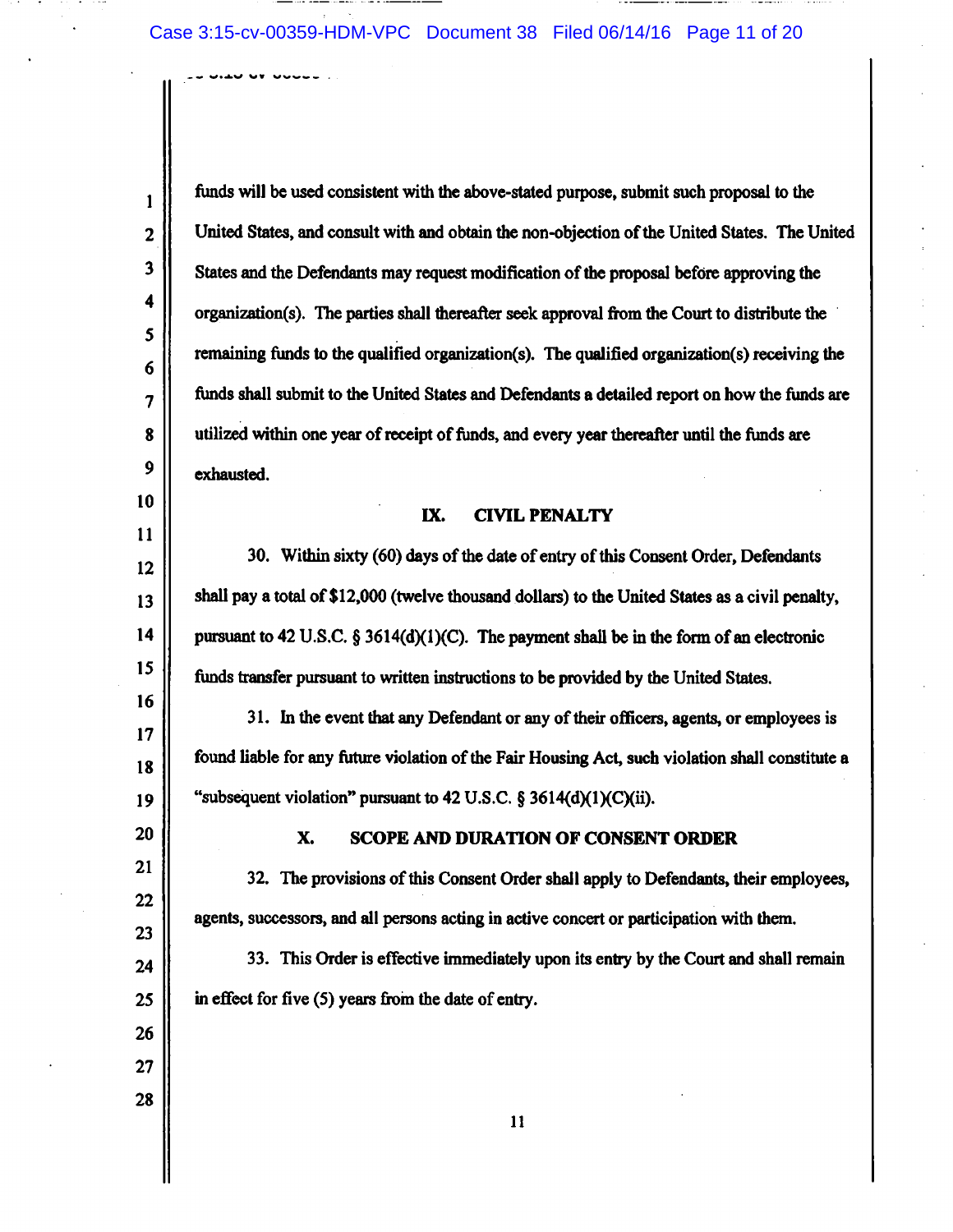funds will be used consistent with the above-stated purpose, submit such proposal to the United States, and consult with and obtain the non-objection of the United States. The United States and the Defendants may request modification of the proposal before approving the organization(s). The parties shall thereafter seek approval from the Court to distribute the remaining funds to the qualified organization(s). The qualified organization(s) receiving the funds shall submit to the United States and Defendants a detailed report on how the funds are utilized within one year of receipt of funds, and every year thereafter until the funds are exhausted.

## IX. CIVIL PENALTY

30. Within sixty (60) days of the date of entry of this Consent Order, Defendants shall pay a total of $12,000 (twelve thousand dollars) to the United States as a civil penalty, pursuant to 42 U.S.C. § 3614(d)(1)(C). The payment shall be in the form of an electronic funds transfer pursuant to written instructions to be provided by the United States.

31. In the event that any Defendant or any of their officers, agents, or employees is found liable for any future violation of the Fair Housing Act, such violation shall constitute a "subsequent violation" pursuant to 42 U.S.C. § 3614(d)(1)(C)(ii).

## X. SCOPE AND DURATION OF CONSENT ORDER

32. The provisions of this Consent Order shall apply to Defendants, their employees, agents, successors, and all persons acting in active concert or participation with them.

33. This Order is effective immediately upon its entry by the Court and shall remain in effect for five (5) years from the date of entry.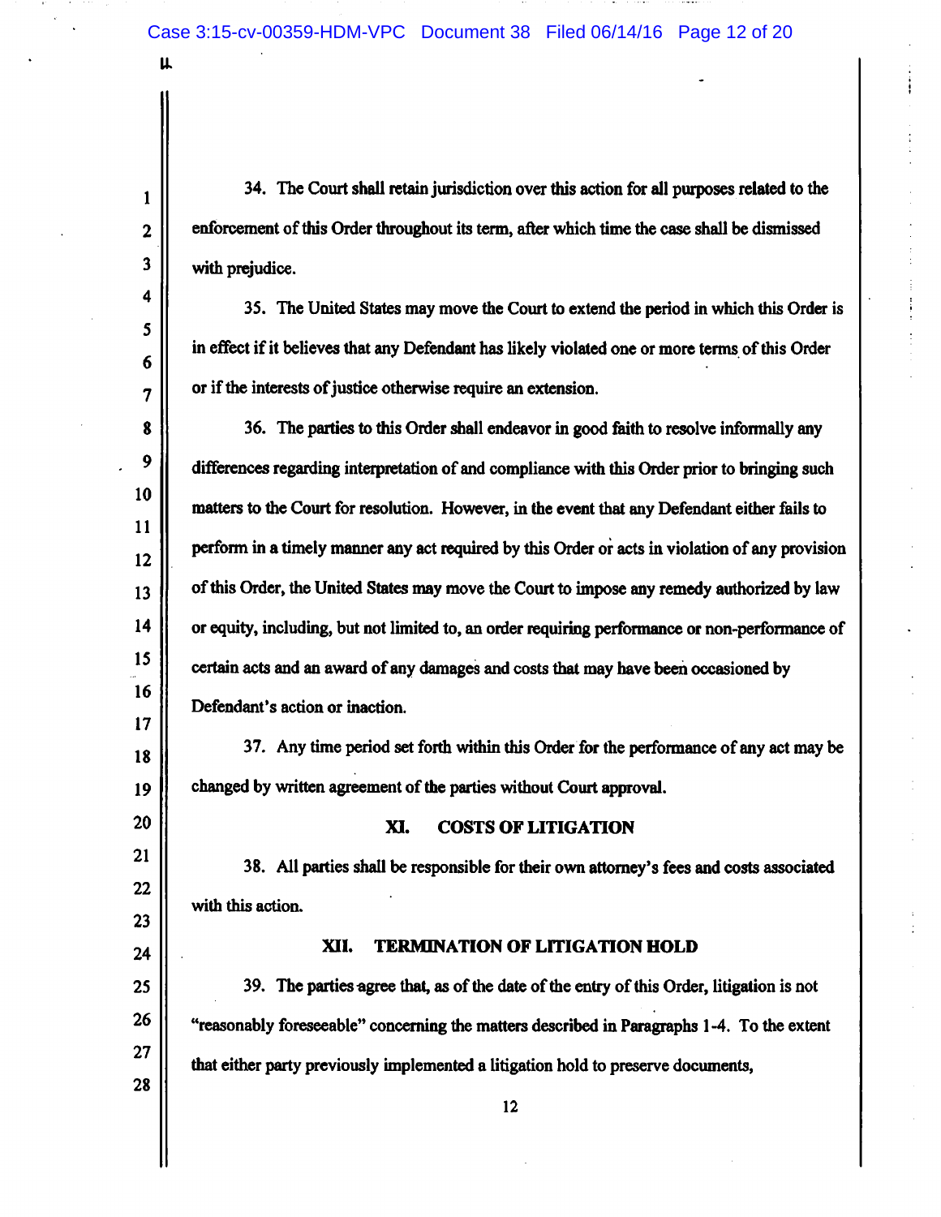34. The Court shall retain jurisdiction over this action for all purposes related to the enforcement of this Order throughout its term, after which time the case shall be dismissed with prejudice.

35. The United States may move the Court to extend the period in which this Order is in effect if it believes that any Defendant has likely violated one or more terms of this Order or if the interests of justice otherwise require an extension.

36. The parties to this Order shall endeavor in good faith to resolve informally any differences regarding interpretation of and compliance with this Order prior to bringing such matters to the Court for resolution. However, in the event that any Defendant either fails to perform in a timely manner any act required by this Order or acts in violation of any provision of this Order, the United States may move the Court to impose any remedy authorized by law or equity, including, but not limited to, an order requiring performance or non-performance of certain acts and an award of any damages and costs that may have been occasioned by Defendant's action or inaction.

37. Any time period set forth within this Order for the performance of any act may be changed by written agreement of the parties without Court approval.

## XI. COSTS OF LITIGATION

38. All parties shall be responsible for their own attorney's fees and costs associated with this action.

## XII. TERMINATION OF LITIGATION HOLD

39. The parties agree that, as of the date of the entry of this Order, litigation is not "reasonably foreseeable" concerning the matters described in Paragraphs 1-4. To the extent that either party previously implemented a litigation hold to preserve documents,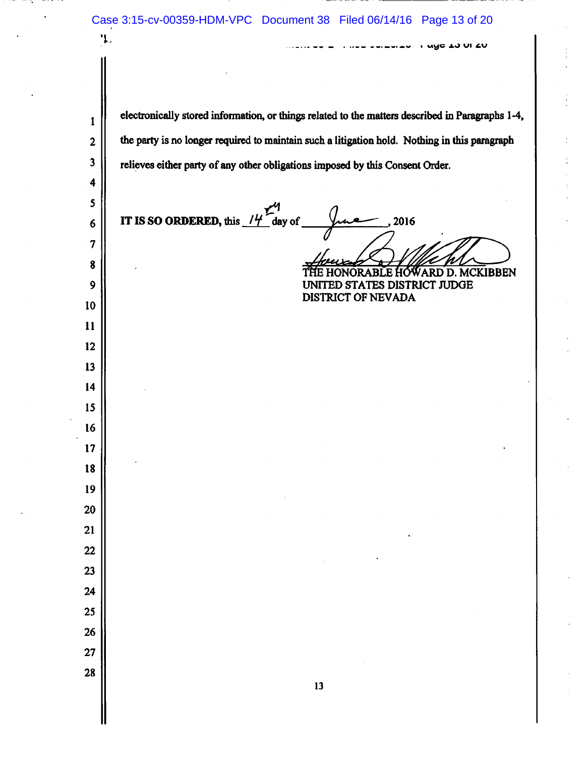electronically stored information, or things related to the matters described in Paragraphs 1-4, the party is no longer required to maintain such a litigation hold. Nothing in this paragraph relieves either party of any other obligations imposed by this Consent Order.

**IT IS SO ORDERED,** this 14th day of June, 2016

THE HONORABLE HOWARD D. MCKIBBEN
UNITED STATES DISTRICT JUDGE
DISTRICT OF NEVADA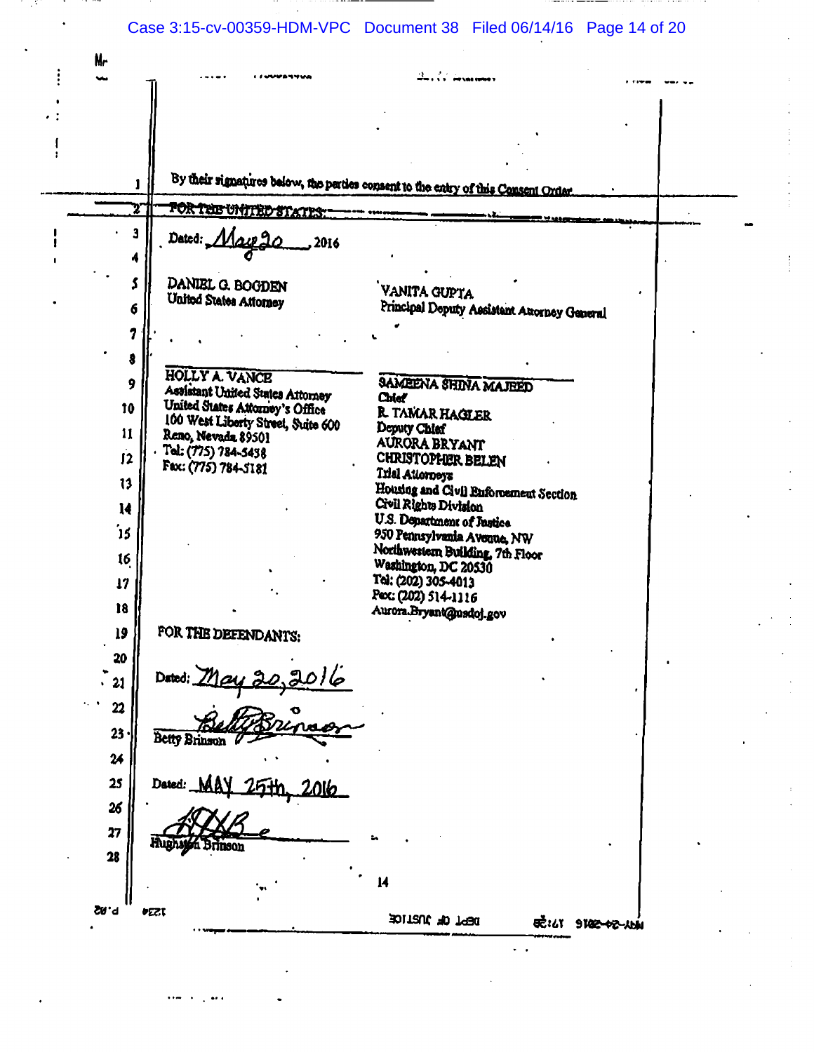By their signatures below, the parties consent to the entry of this Consent Order.

FOR THE UNITED STATES:

Dated: May 20, 2016

DANIEL G. BOGDEN
United States Attorney

VANITA GUPTA
Principal Deputy Assistant Attorney General

HOLLY A. VANCE
Assistant United States Attorney
United States Attorney's Office
100 West Liberty Street, Suite 600
Reno, Nevada 89501
Tel: (775) 784-5438
Fax: (775) 784-5181

SAMEENA SHINA MAJEED
Chief
R. TAMAR HAGLER
Deputy Chief
AURORA BRYANT
CHRISTOPHER BELEN
Trial Attorneys
Housing and Civil Enforcement Section
Civil Rights Division
U.S. Department of Justice
950 Pennsylvania Avenue, NW
Northwestern Building, 7th Floor
Washington, DC 20530
Tel: (202) 305-4013
Fax: (202) 514-1116
Aurora.Bryant@usdoj.gov

FOR THE DEFENDANTS:

Dated: May 20, 2016

Betty Brinson

Dated: MAY 25th, 2016

Hughston Brinson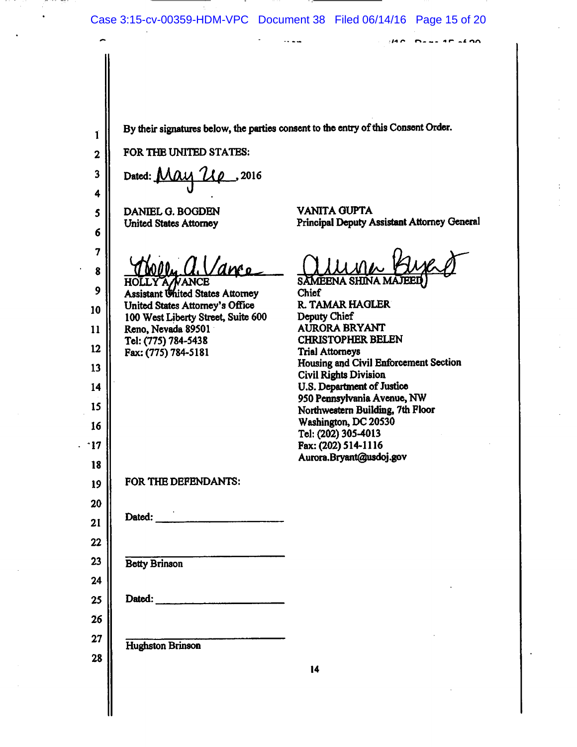By their signatures below, the parties consent to the entry of this Consent Order.

FOR THE UNITED STATES:

Dated: May 26, 2016

DANIEL G. BOGDEN
United States Attorney

HOLLY A. VANCE
Assistant United States Attorney
United States Attorney's Office
100 West Liberty Street, Suite 600
Reno, Nevada 89501
Tel: (775) 784-5438
Fax: (775) 784-5181

VANITA GUPTA
Principal Deputy Assistant Attorney General

SAMEENA SHINA MAJEED
Chief
R. TAMAR HAGLER
Deputy Chief
AURORA BRYANT
CHRISTOPHER BELEN
Trial Attorneys
Housing and Civil Enforcement Section
Civil Rights Division
U.S. Department of Justice
950 Pennsylvania Avenue, NW
Northwestern Building, 7th Floor
Washington, DC 20530
Tel: (202) 305-4013
Fax: (202) 514-1116
Aurora.Bryant@usdoj.gov

FOR THE DEFENDANTS:

Dated: ____________________

____________________
Betty Brinson

Dated: ____________________

____________________
Hughston Brinson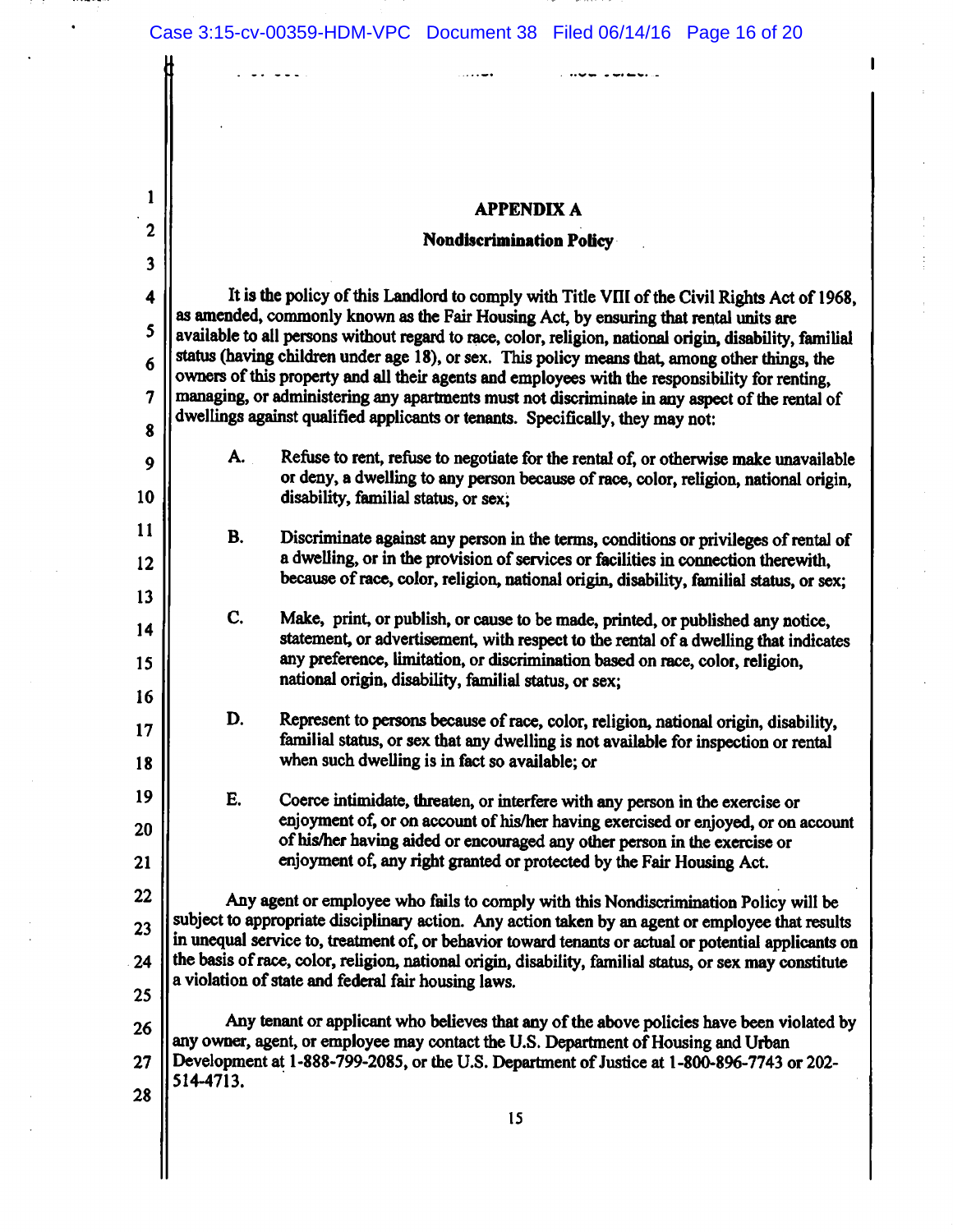# APPENDIX A

## Nondiscrimination Policy

It is the policy of this Landlord to comply with Title VIII of the Civil Rights Act of 1968, as amended, commonly known as the Fair Housing Act, by ensuring that rental units are available to all persons without regard to race, color, religion, national origin, disability, familial status (having children under age 18), or sex. This policy means that, among other things, the owners of this property and all their agents and employees with the responsibility for renting, managing, or administering any apartments must not discriminate in any aspect of the rental of dwellings against qualified applicants or tenants. Specifically, they may not:

A. Refuse to rent, refuse to negotiate for the rental of, or otherwise make unavailable or deny, a dwelling to any person because of race, color, religion, national origin, disability, familial status, or sex;

B. Discriminate against any person in the terms, conditions or privileges of rental of a dwelling, or in the provision of services or facilities in connection therewith, because of race, color, religion, national origin, disability, familial status, or sex;

C. Make, print, or publish, or cause to be made, printed, or published any notice, statement, or advertisement, with respect to the rental of a dwelling that indicates any preference, limitation, or discrimination based on race, color, religion, national origin, disability, familial status, or sex;

D. Represent to persons because of race, color, religion, national origin, disability, familial status, or sex that any dwelling is not available for inspection or rental when such dwelling is in fact so available; or

E. Coerce intimidate, threaten, or interfere with any person in the exercise or enjoyment of, or on account of his/her having exercised or enjoyed, or on account of his/her having aided or encouraged any other person in the exercise or enjoyment of, any right granted or protected by the Fair Housing Act.

Any agent or employee who fails to comply with this Nondiscrimination Policy will be subject to appropriate disciplinary action. Any action taken by an agent or employee that results in unequal service to, treatment of, or behavior toward tenants or actual or potential applicants on the basis of race, color, religion, national origin, disability, familial status, or sex may constitute a violation of state and federal fair housing laws.

Any tenant or applicant who believes that any of the above policies have been violated by any owner, agent, or employee may contact the U.S. Department of Housing and Urban Development at 1-888-799-2085, or the U.S. Department of Justice at 1-800-896-7743 or 202-514-4713.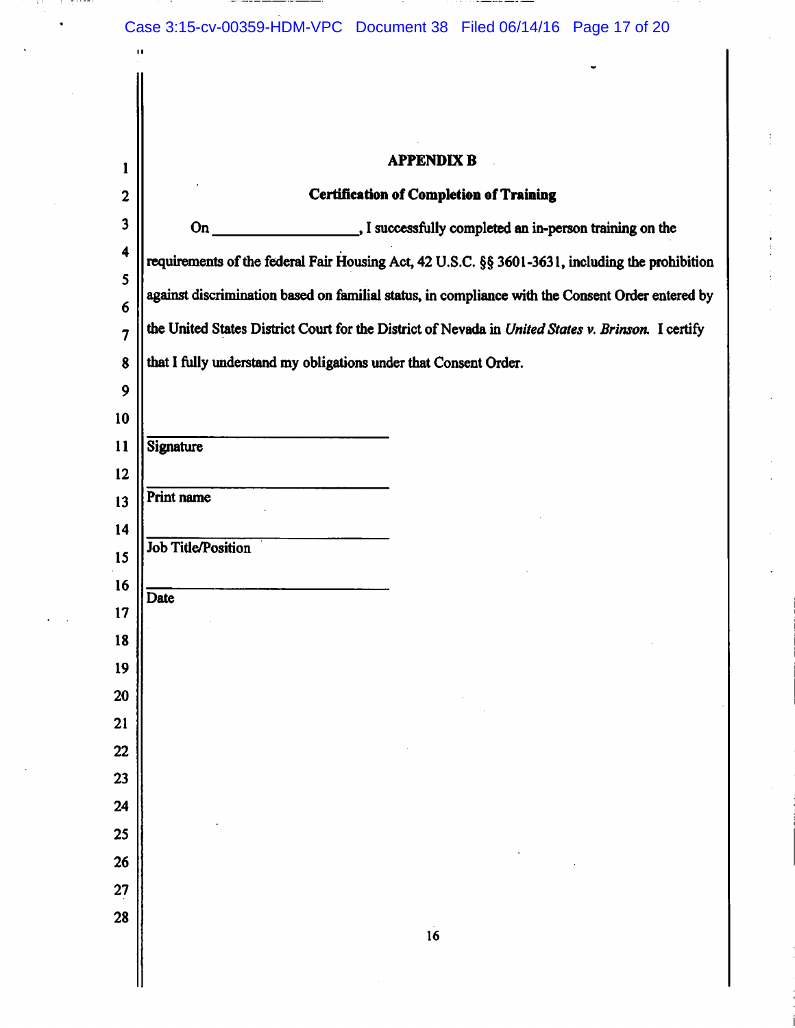## APPENDIX B

### Certification of Completion of Training

On ____________________, I successfully completed an in-person training on the requirements of the federal Fair Housing Act, 42 U.S.C. §§ 3601-3631, including the prohibition against discrimination based on familial status, in compliance with the Consent Order entered by the United States District Court for the District of Nevada in *United States v. Brinson.* I certify that I fully understand my obligations under that Consent Order.

______________________________
Signature

______________________________
Print name

______________________________
Job Title/Position

______________________________
Date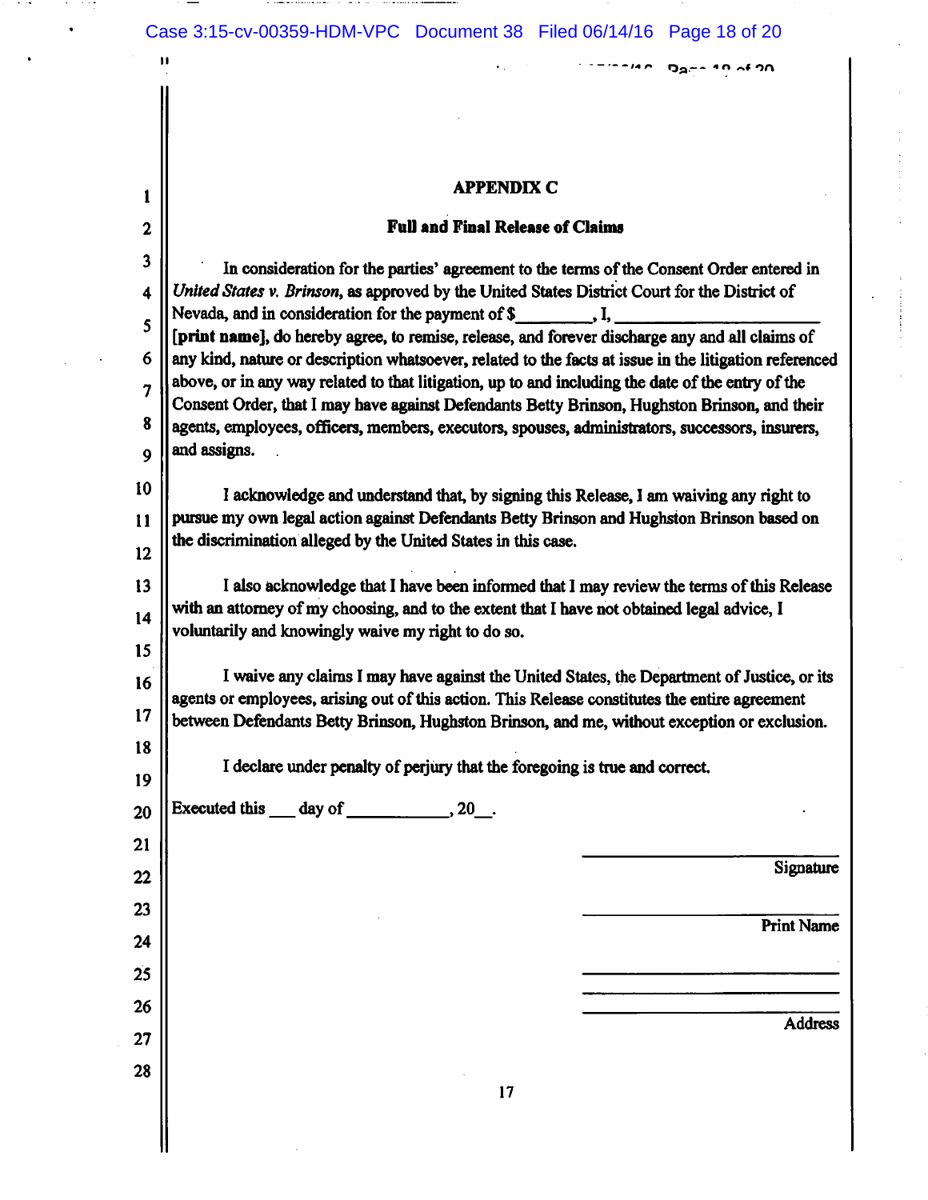## APPENDIX C

### Full and Final Release of Claims

In consideration for the parties' agreement to the terms of the Consent Order entered in *United States v. Brinson*, as approved by the United States District Court for the District of Nevada, and in consideration for the payment of $_________, I, ______________________ [print name], do hereby agree, to remise, release, and forever discharge any and all claims of any kind, nature or description whatsoever, related to the facts at issue in the litigation referenced above, or in any way related to that litigation, up to and including the date of the entry of the Consent Order, that I may have against Defendants Betty Brinson, Hughston Brinson, and their agents, employees, officers, members, executors, spouses, administrators, successors, insurers, and assigns.

I acknowledge and understand that, by signing this Release, I am waiving any right to pursue my own legal action against Defendants Betty Brinson and Hughston Brinson based on the discrimination alleged by the United States in this case.

I also acknowledge that I have been informed that I may review the terms of this Release with an attorney of my choosing, and to the extent that I have not obtained legal advice, I voluntarily and knowingly waive my right to do so.

I waive any claims I may have against the United States, the Department of Justice, or its agents or employees, arising out of this action. This Release constitutes the entire agreement between Defendants Betty Brinson, Hughston Brinson, and me, without exception or exclusion.

I declare under penalty of perjury that the foregoing is true and correct.

Executed this ___ day of ___________, 20__.

______________________
Signature

______________________
Print Name

______________________
______________________
______________________
Address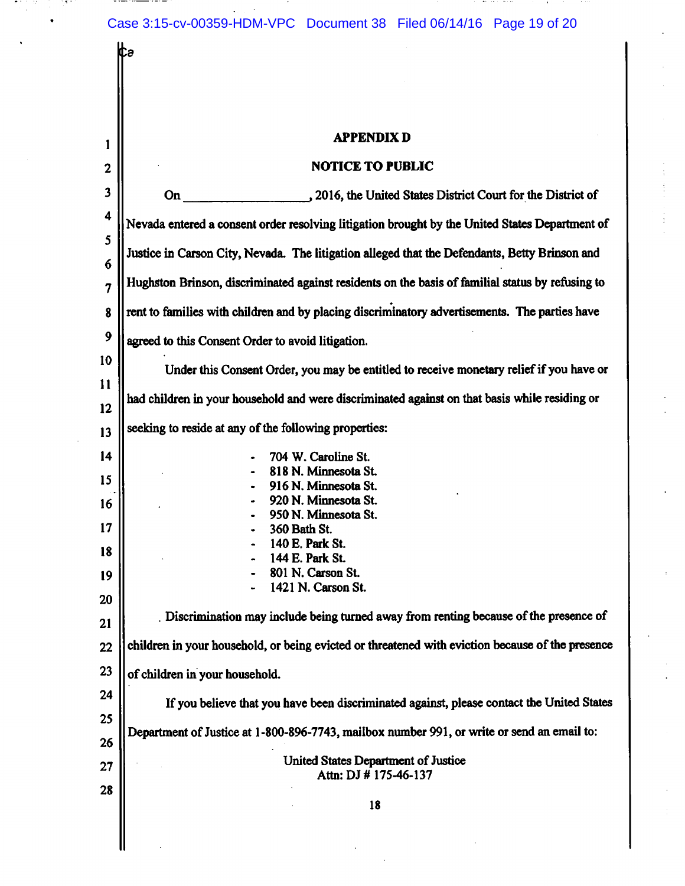## APPENDIX D

## NOTICE TO PUBLIC

On ________________, 2016, the United States District Court for the District of Nevada entered a consent order resolving litigation brought by the United States Department of Justice in Carson City, Nevada. The litigation alleged that the Defendants, Betty Brinson and Hughston Brinson, discriminated against residents on the basis of familial status by refusing to rent to families with children and by placing discriminatory advertisements. The parties have agreed to this Consent Order to avoid litigation.

Under this Consent Order, you may be entitled to receive monetary relief if you have or had children in your household and were discriminated against on that basis while residing or seeking to reside at any of the following properties:

- 704 W. Caroline St.
- 818 N. Minnesota St.
- 916 N. Minnesota St.
- 920 N. Minnesota St.
- 950 N. Minnesota St.
- 360 Bath St.
- 140 E. Park St.
- 144 E. Park St.
- 801 N. Carson St.
- 1421 N. Carson St.

Discrimination may include being turned away from renting because of the presence of children in your household, or being evicted or threatened with eviction because of the presence of children in your household.

If you believe that you have been discriminated against, please contact the United States Department of Justice at 1-800-896-7743, mailbox number 991, or write or send an email to:

United States Department of Justice
Attn: DJ # 175-46-137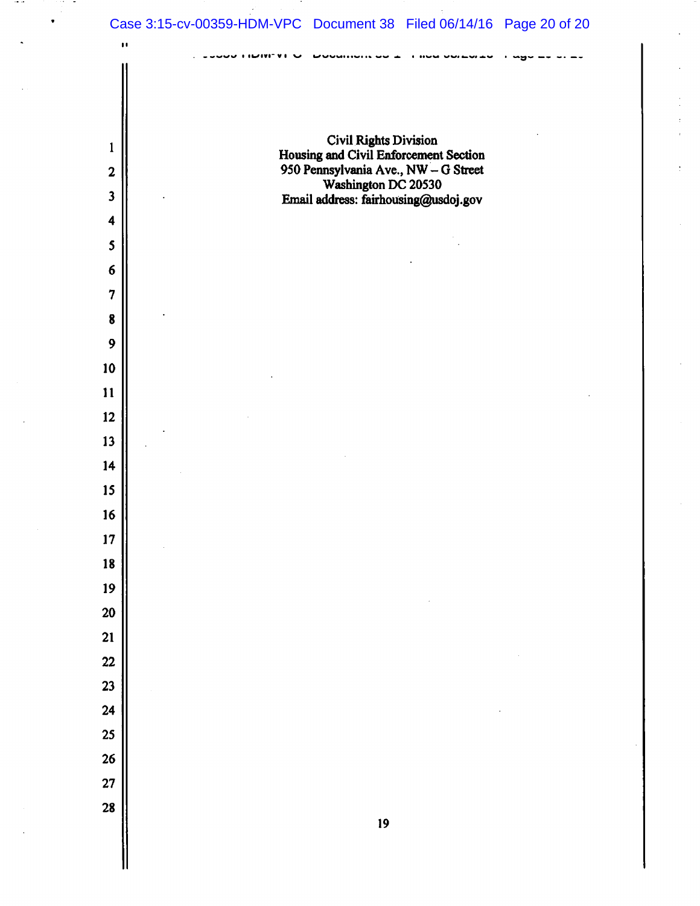Civil Rights Division
Housing and Civil Enforcement Section
950 Pennsylvania Ave., NW – G Street
Washington DC 20530
Email address: fairhousing@usdoj.gov